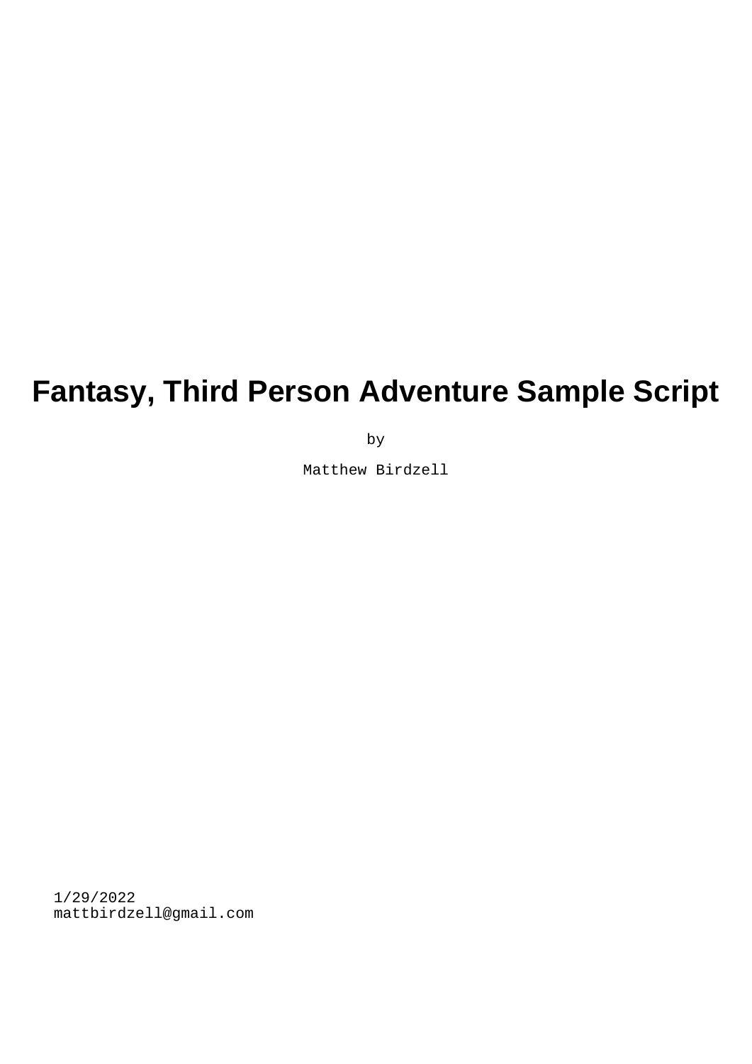# Fantasy, Third Person Adventure Sample Script

by

Matthew Birdzell

1/29/2022
mattbirdzell@gmail.com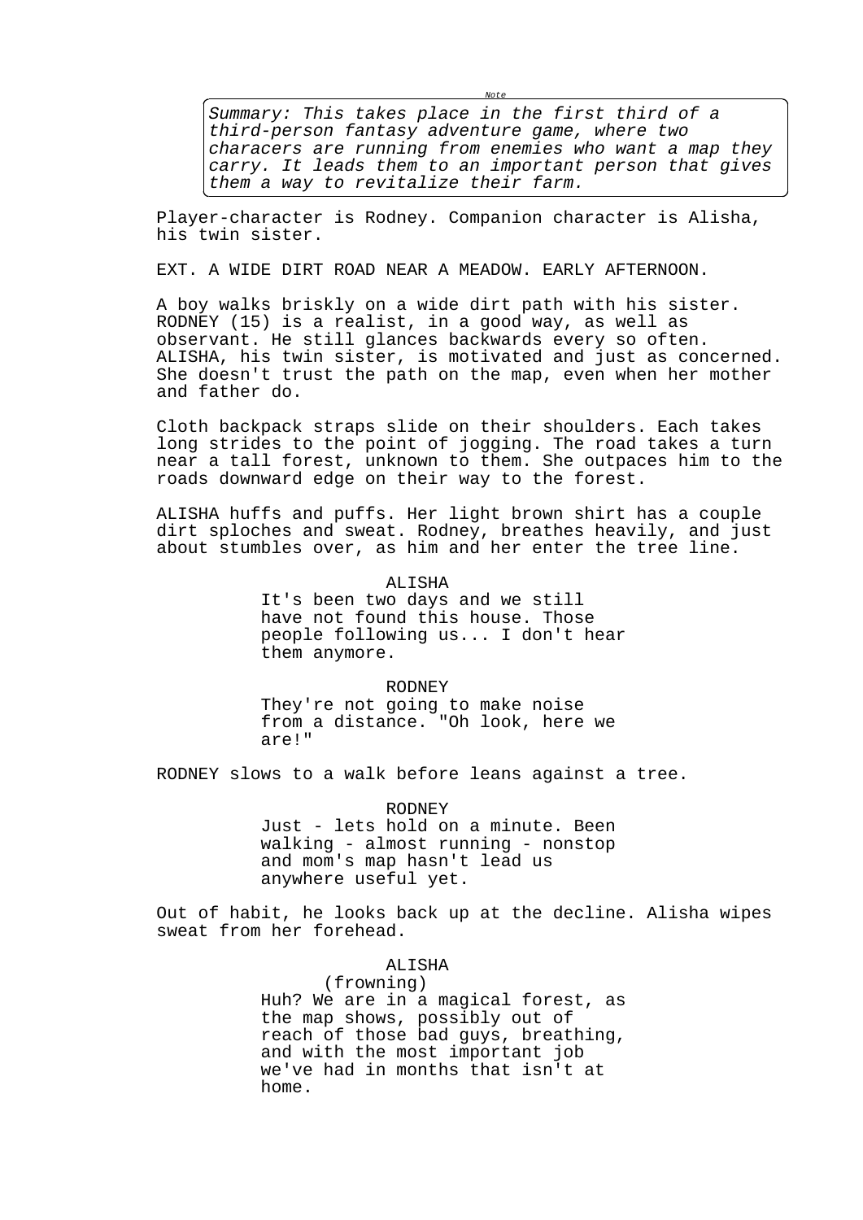*Note*

*Summary: This takes place in the first third of a third-person fantasy adventure game, where two characers are running from enemies who want a map they carry. It leads them to an important person that gives them a way to revitalize their farm.*

Player-character is Rodney. Companion character is Alisha, his twin sister.

EXT. A WIDE DIRT ROAD NEAR A MEADOW. EARLY AFTERNOON.

A boy walks briskly on a wide dirt path with his sister. RODNEY (15) is a realist, in a good way, as well as observant. He still glances backwards every so often. ALISHA, his twin sister, is motivated and just as concerned. She doesn't trust the path on the map, even when her mother and father do.

Cloth backpack straps slide on their shoulders. Each takes long strides to the point of jogging. The road takes a turn near a tall forest, unknown to them. She outpaces him to the roads downward edge on their way to the forest.

ALISHA huffs and puffs. Her light brown shirt has a couple dirt sploches and sweat. Rodney, breathes heavily, and just about stumbles over, as him and her enter the tree line.

ALISHA

It's been two days and we still have not found this house. Those people following us... I don't hear them anymore.

RODNEY

They're not going to make noise from a distance. "Oh look, here we are!"

RODNEY slows to a walk before leans against a tree.

RODNEY

Just - lets hold on a minute. Been walking - almost running - nonstop and mom's map hasn't lead us anywhere useful yet.

Out of habit, he looks back up at the decline. Alisha wipes sweat from her forehead.

ALISHA

(frowning)

Huh? We are in a magical forest, as the map shows, possibly out of reach of those bad guys, breathing, and with the most important job we've had in months that isn't at home.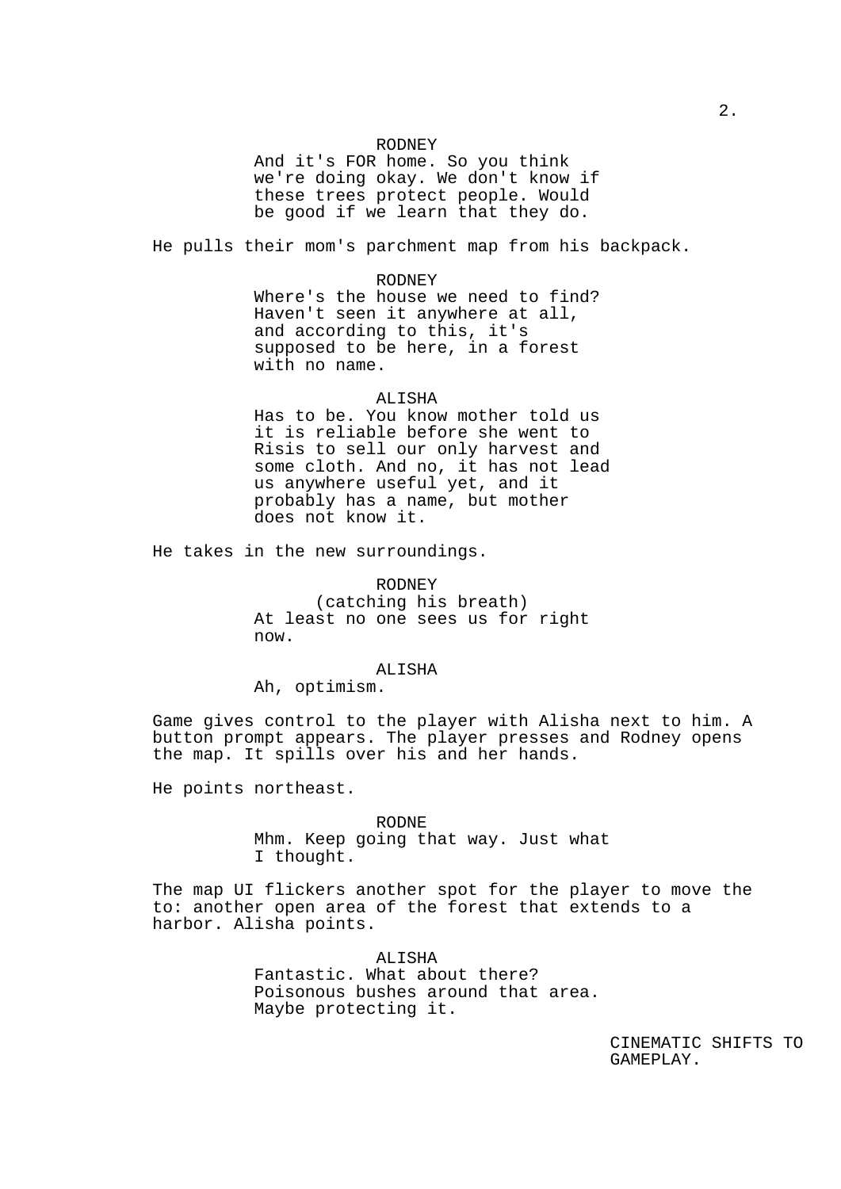RODNEY
And it's FOR home. So you think we're doing okay. We don't know if these trees protect people. Would be good if we learn that they do.

He pulls their mom's parchment map from his backpack.

RODNEY
Where's the house we need to find? Haven't seen it anywhere at all, and according to this, it's supposed to be here, in a forest with no name.

ALISHA
Has to be. You know mother told us it is reliable before she went to Risis to sell our only harvest and some cloth. And no, it has not lead us anywhere useful yet, and it probably has a name, but mother does not know it.

He takes in the new surroundings.

RODNEY
(catching his breath)
At least no one sees us for right now.

ALISHA
Ah, optimism.

Game gives control to the player with Alisha next to him. A button prompt appears. The player presses and Rodney opens the map. It spills over his and her hands.

He points northeast.

RODNE
Mhm. Keep going that way. Just what I thought.

The map UI flickers another spot for the player to move the to: another open area of the forest that extends to a harbor. Alisha points.

ALISHA
Fantastic. What about there? Poisonous bushes around that area. Maybe protecting it.

CINEMATIC SHIFTS TO GAMEPLAY.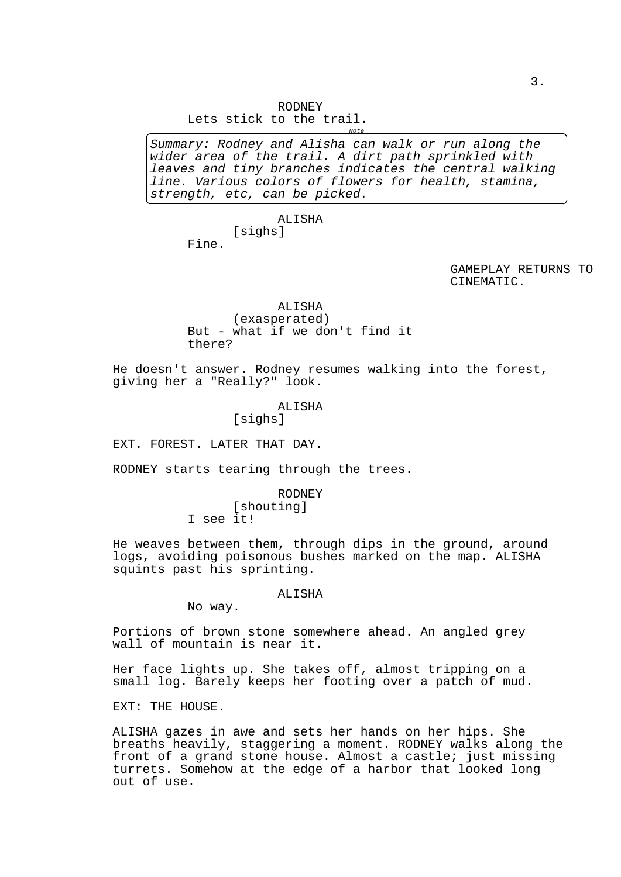RODNEY

Lets stick to the trail.

*Note*

*Summary: Rodney and Alisha can walk or run along the wider area of the trail. A dirt path sprinkled with leaves and tiny branches indicates the central walking line. Various colors of flowers for health, stamina, strength, etc, can be picked.*

ALISHA

[sighs]

Fine.

GAMEPLAY RETURNS TO CINEMATIC.

ALISHA

(exasperated)

But - what if we don't find it there?

He doesn't answer. Rodney resumes walking into the forest, giving her a "Really?" look.

ALISHA

[sighs]

EXT. FOREST. LATER THAT DAY.

RODNEY starts tearing through the trees.

RODNEY

[shouting]

I see it!

He weaves between them, through dips in the ground, around logs, avoiding poisonous bushes marked on the map. ALISHA squints past his sprinting.

ALISHA

No way.

Portions of brown stone somewhere ahead. An angled grey wall of mountain is near it.

Her face lights up. She takes off, almost tripping on a small log. Barely keeps her footing over a patch of mud.

EXT: THE HOUSE.

ALISHA gazes in awe and sets her hands on her hips. She breaths heavily, staggering a moment. RODNEY walks along the front of a grand stone house. Almost a castle; just missing turrets. Somehow at the edge of a harbor that looked long out of use.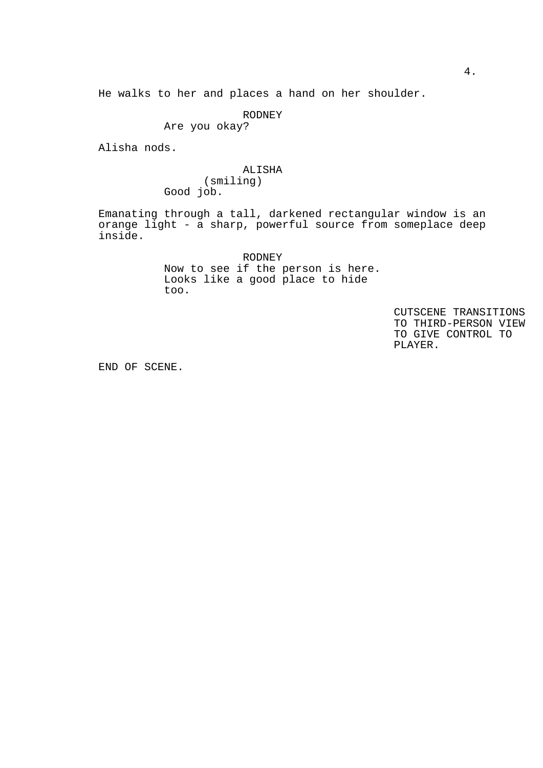He walks to her and places a hand on her shoulder.

RODNEY
Are you okay?

Alisha nods.

ALISHA
(smiling)
Good job.

Emanating through a tall, darkened rectangular window is an orange light - a sharp, powerful source from someplace deep inside.

RODNEY
Now to see if the person is here. Looks like a good place to hide too.

CUTSCENE TRANSITIONS TO THIRD-PERSON VIEW TO GIVE CONTROL TO PLAYER.

END OF SCENE.